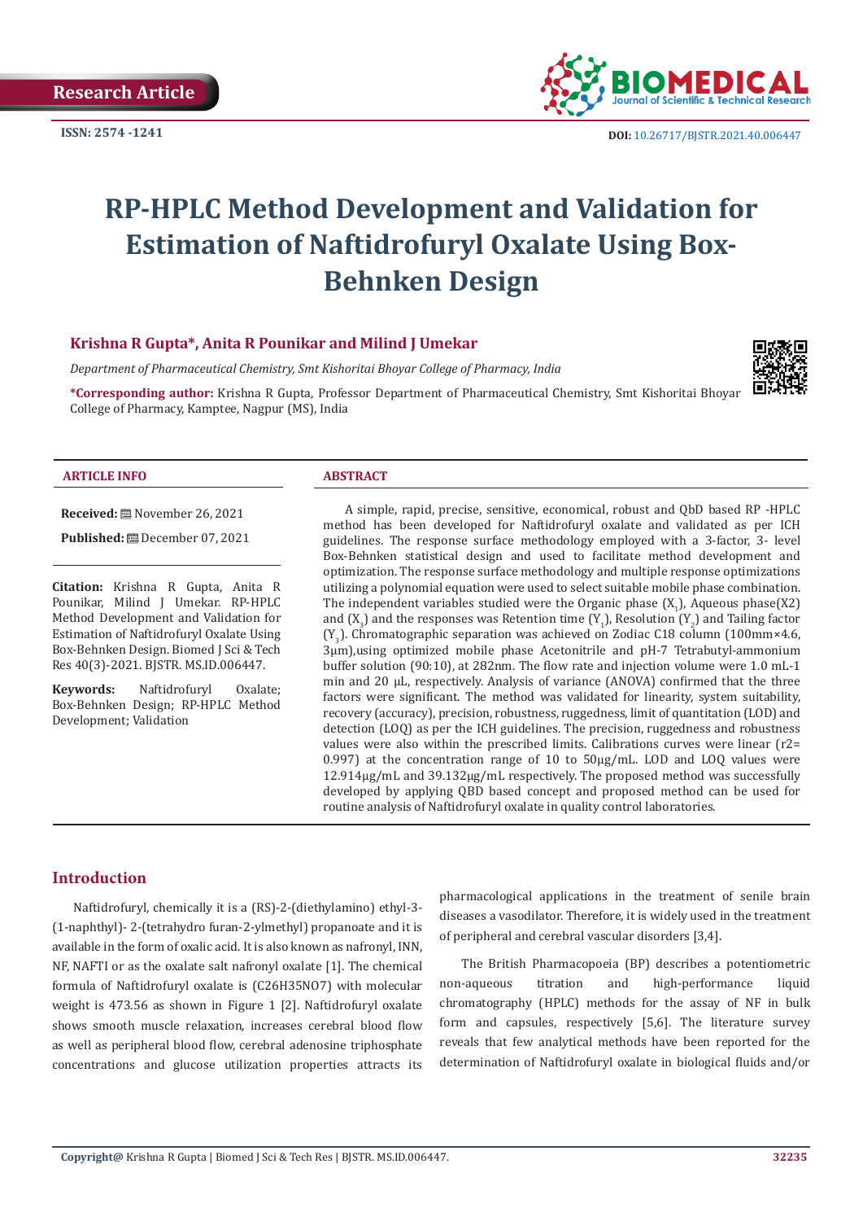Research Article

ISSN: 2574 -1241

DOI: 10.26717/BJSTR.2021.40.006447

# RP-HPLC Method Development and Validation for Estimation of Naftidrofuryl Oxalate Using Box-Behnken Design

**Krishna R Gupta*, Anita R Pounikar and Milind J Umekar**

*Department of Pharmaceutical Chemistry, Smt Kishoritai Bhoyar College of Pharmacy, India*

***Corresponding author:** Krishna R Gupta, Professor Department of Pharmaceutical Chemistry, Smt Kishoritai Bhoyar College of Pharmacy, Kamptee, Nagpur (MS), India

### ARTICLE INFO

**Received:** November 26, 2021

**Published:** December 07, 2021

**Citation:** Krishna R Gupta, Anita R Pounikar, Milind J Umekar. RP-HPLC Method Development and Validation for Estimation of Naftidrofuryl Oxalate Using Box-Behnken Design. Biomed J Sci & Tech Res 40(3)-2021. BJSTR. MS.ID.006447.

**Keywords:** Naftidrofuryl Oxalate; Box-Behnken Design; RP-HPLC Method Development; Validation

### ABSTRACT

A simple, rapid, precise, sensitive, economical, robust and QbD based RP -HPLC method has been developed for Naftidrofuryl oxalate and validated as per ICH guidelines. The response surface methodology employed with a 3-factor, 3- level Box-Behnken statistical design and used to facilitate method development and optimization. The response surface methodology and multiple response optimizations utilizing a polynomial equation were used to select suitable mobile phase combination. The independent variables studied were the Organic phase ($X_1$), Aqueous phase(X2) and ($X_3$) and the responses was Retention time ($Y_1$), Resolution ($Y_2$) and Tailing factor ($Y_3$). Chromatographic separation was achieved on Zodiac C18 column (100mm×4.6, 3µm),using optimized mobile phase Acetonitrile and pH-7 Tetrabutyl-ammonium buffer solution (90:10), at 282nm. The flow rate and injection volume were 1.0 mL-1 min and 20 µL, respectively. Analysis of variance (ANOVA) confirmed that the three factors were significant. The method was validated for linearity, system suitability, recovery (accuracy), precision, robustness, ruggedness, limit of quantitation (LOD) and detection (LOQ) as per the ICH guidelines. The precision, ruggedness and robustness values were also within the prescribed limits. Calibrations curves were linear (r2= 0.997) at the concentration range of 10 to 50µg/mL. LOD and LOQ values were 12.914µg/mL and 39.132µg/mL respectively. The proposed method was successfully developed by applying QBD based concept and proposed method can be used for routine analysis of Naftidrofuryl oxalate in quality control laboratories.

## Introduction

Naftidrofuryl, chemically it is a (RS)-2-(diethylamino) ethyl-3-(1-naphthyl)- 2-(tetrahydro furan-2-ylmethyl) propanoate and it is available in the form of oxalic acid. It is also known as nafronyl, INN, NF, NAFTI or as the oxalate salt nafronyl oxalate [1]. The chemical formula of Naftidrofuryl oxalate is ($C_{26}H_{35}NO_7$) with molecular weight is 473.56 as shown in Figure 1 [2]. Naftidrofuryl oxalate shows smooth muscle relaxation, increases cerebral blood flow as well as peripheral blood flow, cerebral adenosine triphosphate concentrations and glucose utilization properties attracts its pharmacological applications in the treatment of senile brain diseases a vasodilator. Therefore, it is widely used in the treatment of peripheral and cerebral vascular disorders [3,4].

The British Pharmacopoeia (BP) describes a potentiometric non-aqueous titration and high-performance liquid chromatography (HPLC) methods for the assay of NF in bulk form and capsules, respectively [5,6]. The literature survey reveals that few analytical methods have been reported for the determination of Naftidrofuryl oxalate in biological fluids and/or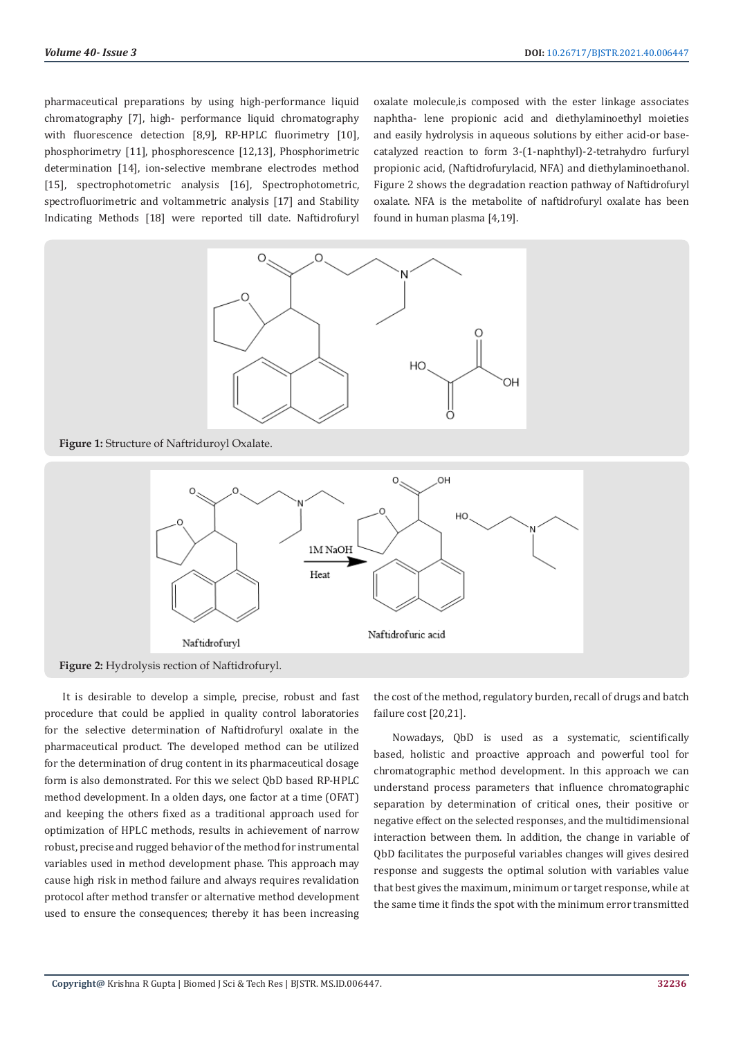pharmaceutical preparations by using high-performance liquid chromatography [7], high- performance liquid chromatography with fluorescence detection [8,9], RP-HPLC fluorimetry [10], phosphorimetry [11], phosphorescence [12,13], Phosphorimetric determination [14], ion-selective membrane electrodes method [15], spectrophotometric analysis [16], Spectrophotometric, spectrofluorimetric and voltammetric analysis [17] and Stability Indicating Methods [18] were reported till date. Naftidrofuryl oxalate molecule,is composed with the ester linkage associates naphtha- lene propionic acid and diethylaminoethyl moieties and easily hydrolysis in aqueous solutions by either acid-or base-catalyzed reaction to form 3-(1-naphthyl)-2-tetrahydro furfuryl propionic acid, (Naftidrofurylacid, NFA) and diethylaminoethanol. Figure 2 shows the degradation reaction pathway of Naftidrofuryl oxalate. NFA is the metabolite of naftidrofuryl oxalate has been found in human plasma [4,19].

**Figure 1:** Structure of Naftriduroyl Oxalate.

**Figure 2:** Hydrolysis rection of Naftidrofuryl.

It is desirable to develop a simple, precise, robust and fast procedure that could be applied in quality control laboratories for the selective determination of Naftidrofuryl oxalate in the pharmaceutical product. The developed method can be utilized for the determination of drug content in its pharmaceutical dosage form is also demonstrated. For this we select QbD based RP-HPLC method development. In a olden days, one factor at a time (OFAT) and keeping the others fixed as a traditional approach used for optimization of HPLC methods, results in achievement of narrow robust, precise and rugged behavior of the method for instrumental variables used in method development phase. This approach may cause high risk in method failure and always requires revalidation protocol after method transfer or alternative method development used to ensure the consequences; thereby it has been increasing the cost of the method, regulatory burden, recall of drugs and batch failure cost [20,21].

Nowadays, QbD is used as a systematic, scientifically based, holistic and proactive approach and powerful tool for chromatographic method development. In this approach we can understand process parameters that influence chromatographic separation by determination of critical ones, their positive or negative effect on the selected responses, and the multidimensional interaction between them. In addition, the change in variable of QbD facilitates the purposeful variables changes will gives desired response and suggests the optimal solution with variables value that best gives the maximum, minimum or target response, while at the same time it finds the spot with the minimum error transmitted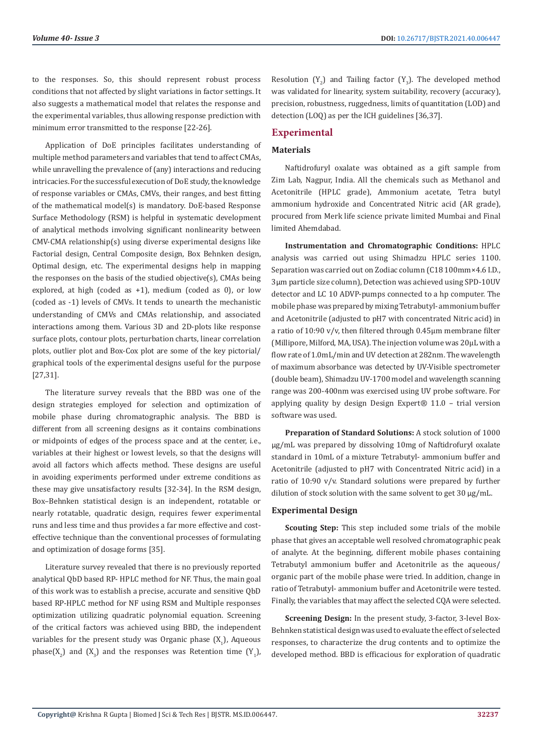to the responses. So, this should represent robust process conditions that not affected by slight variations in factor settings. It also suggests a mathematical model that relates the response and the experimental variables, thus allowing response prediction with minimum error transmitted to the response [22-26].

Application of DoE principles facilitates understanding of multiple method parameters and variables that tend to affect CMAs, while unravelling the prevalence of (any) interactions and reducing intricacies. For the successful execution of DoE study, the knowledge of response variables or CMAs, CMVs, their ranges, and best fitting of the mathematical model(s) is mandatory. DoE-based Response Surface Methodology (RSM) is helpful in systematic development of analytical methods involving significant nonlinearity between CMV-CMA relationship(s) using diverse experimental designs like Factorial design, Central Composite design, Box Behnken design, Optimal design, etc. The experimental designs help in mapping the responses on the basis of the studied objective(s), CMAs being explored, at high (coded as +1), medium (coded as 0), or low (coded as -1) levels of CMVs. It tends to unearth the mechanistic understanding of CMVs and CMAs relationship, and associated interactions among them. Various 3D and 2D-plots like response surface plots, contour plots, perturbation charts, linear correlation plots, outlier plot and Box-Cox plot are some of the key pictorial/graphical tools of the experimental designs useful for the purpose [27,31].

The literature survey reveals that the BBD was one of the design strategies employed for selection and optimization of mobile phase during chromatographic analysis. The BBD is different from all screening designs as it contains combinations or midpoints of edges of the process space and at the center, i.e., variables at their highest or lowest levels, so that the designs will avoid all factors which affects method. These designs are useful in avoiding experiments performed under extreme conditions as these may give unsatisfactory results [32-34]. In the RSM design, Box–Behnken statistical design is an independent, rotatable or nearly rotatable, quadratic design, requires fewer experimental runs and less time and thus provides a far more effective and cost-effective technique than the conventional processes of formulating and optimization of dosage forms [35].

Literature survey revealed that there is no previously reported analytical QbD based RP- HPLC method for NF. Thus, the main goal of this work was to establish a precise, accurate and sensitive QbD based RP-HPLC method for NF using RSM and Multiple responses optimization utilizing quadratic polynomial equation. Screening of the critical factors was achieved using BBD, the independent variables for the present study was Organic phase ($X_1$), Aqueous phase($X_2$) and ($X_3$) and the responses was Retention time ($Y_1$), Resolution ($Y_2$) and Tailing factor ($Y_3$). The developed method was validated for linearity, system suitability, recovery (accuracy), precision, robustness, ruggedness, limits of quantitation (LOD) and detection (LOQ) as per the ICH guidelines [36,37].

## Experimental

### Materials

Naftidrofuryl oxalate was obtained as a gift sample from Zim Lab, Nagpur, India. All the chemicals such as Methanol and Acetonitrile (HPLC grade), Ammonium acetate, Tetra butyl ammonium hydroxide and Concentrated Nitric acid (AR grade), procured from Merk life science private limited Mumbai and Final limited Ahemdabad.

**Instrumentation and Chromatographic Conditions:** HPLC analysis was carried out using Shimadzu HPLC series 1100. Separation was carried out on Zodiac column (C18 100mm×4.6 I.D., 3µm particle size column), Detection was achieved using SPD-10UV detector and LC 10 ADVP-pumps connected to a hp computer. The mobile phase was prepared by mixing Tetrabutyl- ammonium buffer and Acetonitrile (adjusted to pH7 with concentrated Nitric acid) in a ratio of 10:90 v/v, then filtered through 0.45µm membrane filter (Millipore, Milford, MA, USA). The injection volume was 20µL with a flow rate of 1.0mL/min and UV detection at 282nm. The wavelength of maximum absorbance was detected by UV-Visible spectrometer (double beam), Shimadzu UV-1700 model and wavelength scanning range was 200-400nm was exercised using UV probe software. For applying quality by design Design Expert® 11.0 – trial version software was used.

**Preparation of Standard Solutions:** A stock solution of 1000 µg/mL was prepared by dissolving 10mg of Naftidrofuryl oxalate standard in 10mL of a mixture Tetrabutyl- ammonium buffer and Acetonitrile (adjusted to pH7 with Concentrated Nitric acid) in a ratio of 10:90 v/v. Standard solutions were prepared by further dilution of stock solution with the same solvent to get 30 µg/mL.

### Experimental Design

**Scouting Step:** This step included some trials of the mobile phase that gives an acceptable well resolved chromatographic peak of analyte. At the beginning, different mobile phases containing Tetrabutyl ammonium buffer and Acetonitrile as the aqueous/organic part of the mobile phase were tried. In addition, change in ratio of Tetrabutyl- ammonium buffer and Acetonitrile were tested. Finally, the variables that may affect the selected CQA were selected.

**Screening Design:** In the present study, 3-factor, 3-level Box-Behnken statistical design was used to evaluate the effect of selected responses, to characterize the drug contents and to optimize the developed method. BBD is efficacious for exploration of quadratic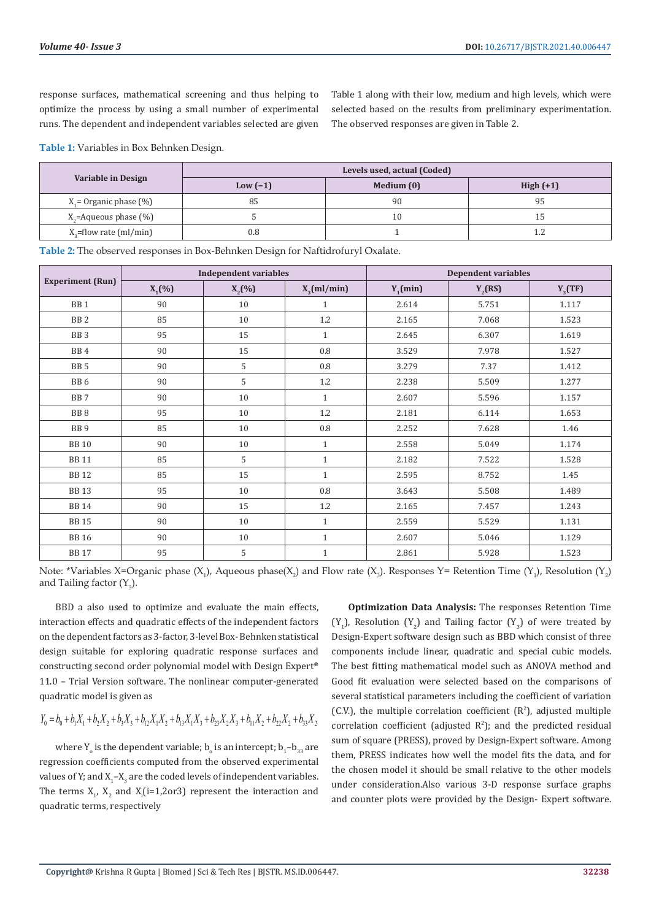response surfaces, mathematical screening and thus helping to optimize the process by using a small number of experimental runs. The dependent and independent variables selected are given Table 1 along with their low, medium and high levels, which were selected based on the results from preliminary experimentation. The observed responses are given in Table 2.

**Table 1:** Variables in Box Behnken Design.

| Variable in Design | Levels used, actual (Coded) | | |
|---|---|---|---|
| | Low (−1) | Medium (0) | High (+1) |
| $X_1$= Organic phase (%) | 85 | 90 | 95 |
| $X_2$=Aqueous phase (%) | 5 | 10 | 15 |
| $X_3$=flow rate (ml/min) | 0.8 | 1 | 1.2 |

**Table 2:** The observed responses in Box-Behnken Design for Naftidrofuryl Oxalate.

| Experiment (Run) | Independent variables | | | Dependent variables | | |
|---|---|---|---|---|---|---|
| | $X_1$(%) | $X_2$(%) | $X_3$(ml/min) | $Y_1$(min) | $Y_2$(RS) | $Y_3$(TF) |
| BB 1 | 90 | 10 | 1 | 2.614 | 5.751 | 1.117 |
| BB 2 | 85 | 10 | 1.2 | 2.165 | 7.068 | 1.523 |
| BB 3 | 95 | 15 | 1 | 2.645 | 6.307 | 1.619 |
| BB 4 | 90 | 15 | 0.8 | 3.529 | 7.978 | 1.527 |
| BB 5 | 90 | 5 | 0.8 | 3.279 | 7.37 | 1.412 |
| BB 6 | 90 | 5 | 1.2 | 2.238 | 5.509 | 1.277 |
| BB 7 | 90 | 10 | 1 | 2.607 | 5.596 | 1.157 |
| BB 8 | 95 | 10 | 1.2 | 2.181 | 6.114 | 1.653 |
| BB 9 | 85 | 10 | 0.8 | 2.252 | 7.628 | 1.46 |
| BB 10 | 90 | 10 | 1 | 2.558 | 5.049 | 1.174 |
| BB 11 | 85 | 5 | 1 | 2.182 | 7.522 | 1.528 |
| BB 12 | 85 | 15 | 1 | 2.595 | 8.752 | 1.45 |
| BB 13 | 95 | 10 | 0.8 | 3.643 | 5.508 | 1.489 |
| BB 14 | 90 | 15 | 1.2 | 2.165 | 7.457 | 1.243 |
| BB 15 | 90 | 10 | 1 | 2.559 | 5.529 | 1.131 |
| BB 16 | 90 | 10 | 1 | 2.607 | 5.046 | 1.129 |
| BB 17 | 95 | 5 | 1 | 2.861 | 5.928 | 1.523 |

Note: *Variables X=Organic phase ($X_1$), Aqueous phase($X_2$) and Flow rate ($X_3$). Responses Y= Retention Time ($Y_1$), Resolution ($Y_2$) and Tailing factor ($Y_3$).

BBD a also used to optimize and evaluate the main effects, interaction effects and quadratic effects of the independent factors on the dependent factors as 3-factor, 3-level Box- Behnken statistical design suitable for exploring quadratic response surfaces and constructing second order polynomial model with Design Expert® 11.0 – Trial Version software. The nonlinear computer-generated quadratic model is given as

$$Y_0 = b_0 + b_1X_1 + b_2X_2 + b_3X_3 + b_{12}X_1X_2 + b_{13}X_1X_3 + b_{23}X_2X_3 + b_{11}X_2 + b_{22}X_2 + b_{33}X_2$$

where $Y_o$ is the dependent variable; $b_o$ is an intercept; $b_1$–$b_{33}$ are regression coefficients computed from the observed experimental values of Y; and $X_1$–$X_3$ are the coded levels of independent variables. The terms $X_1$, $X_2$ and $X_i$(i=1,2or3) represent the interaction and quadratic terms, respectively

**Optimization Data Analysis:** The responses Retention Time ($Y_1$), Resolution ($Y_2$) and Tailing factor ($Y_3$) of were treated by Design-Expert software design such as BBD which consist of three components include linear, quadratic and special cubic models. The best fitting mathematical model such as ANOVA method and Good fit evaluation were selected based on the comparisons of several statistical parameters including the coefficient of variation (C.V.), the multiple correlation coefficient ($R^2$), adjusted multiple correlation coefficient (adjusted $R^2$); and the predicted residual sum of square (PRESS), proved by Design-Expert software. Among them, PRESS indicates how well the model fits the data, and for the chosen model it should be small relative to the other models under consideration.Also various 3-D response surface graphs and counter plots were provided by the Design- Expert software.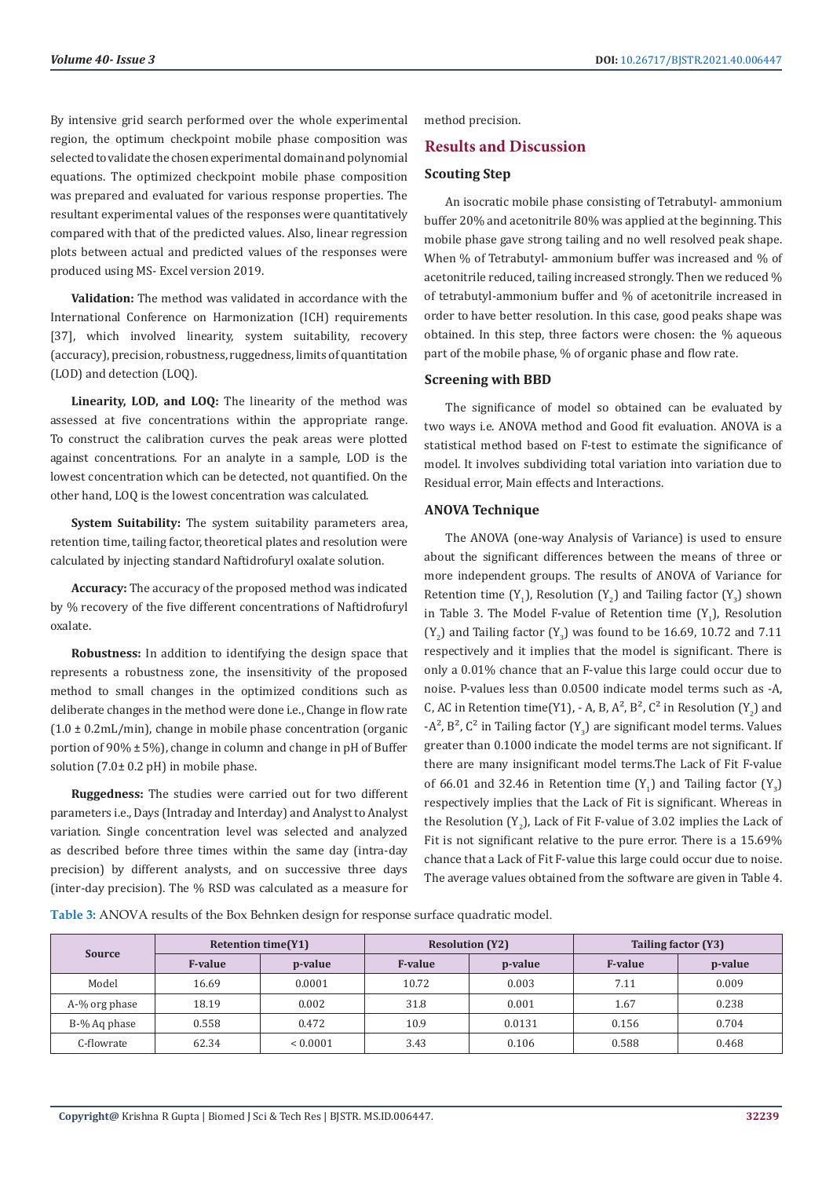By intensive grid search performed over the whole experimental region, the optimum checkpoint mobile phase composition was selected to validate the chosen experimental domain and polynomial equations. The optimized checkpoint mobile phase composition was prepared and evaluated for various response properties. The resultant experimental values of the responses were quantitatively compared with that of the predicted values. Also, linear regression plots between actual and predicted values of the responses were produced using MS- Excel version 2019.

**Validation:** The method was validated in accordance with the International Conference on Harmonization (ICH) requirements [37], which involved linearity, system suitability, recovery (accuracy), precision, robustness, ruggedness, limits of quantitation (LOD) and detection (LOQ).

**Linearity, LOD, and LOQ:** The linearity of the method was assessed at five concentrations within the appropriate range. To construct the calibration curves the peak areas were plotted against concentrations. For an analyte in a sample, LOD is the lowest concentration which can be detected, not quantified. On the other hand, LOQ is the lowest concentration was calculated.

**System Suitability:** The system suitability parameters area, retention time, tailing factor, theoretical plates and resolution were calculated by injecting standard Naftidrofuryl oxalate solution.

**Accuracy:** The accuracy of the proposed method was indicated by % recovery of the five different concentrations of Naftidrofuryl oxalate.

**Robustness:** In addition to identifying the design space that represents a robustness zone, the insensitivity of the proposed method to small changes in the optimized conditions such as deliberate changes in the method were done i.e., Change in flow rate (1.0 ± 0.2mL/min), change in mobile phase concentration (organic portion of 90% ± 5%), change in column and change in pH of Buffer solution (7.0± 0.2 pH) in mobile phase.

**Ruggedness:** The studies were carried out for two different parameters i.e., Days (Intraday and Interday) and Analyst to Analyst variation. Single concentration level was selected and analyzed as described before three times within the same day (intra-day precision) by different analysts, and on successive three days (inter-day precision). The % RSD was calculated as a measure for method precision.

## Results and Discussion

### Scouting Step

An isocratic mobile phase consisting of Tetrabutyl- ammonium buffer 20% and acetonitrile 80% was applied at the beginning. This mobile phase gave strong tailing and no well resolved peak shape. When % of Tetrabutyl- ammonium buffer was increased and % of acetonitrile reduced, tailing increased strongly. Then we reduced % of tetrabutyl-ammonium buffer and % of acetonitrile increased in order to have better resolution. In this case, good peaks shape was obtained. In this step, three factors were chosen: the % aqueous part of the mobile phase, % of organic phase and flow rate.

### Screening with BBD

The significance of model so obtained can be evaluated by two ways i.e. ANOVA method and Good fit evaluation. ANOVA is a statistical method based on F-test to estimate the significance of model. It involves subdividing total variation into variation due to Residual error, Main effects and Interactions.

### ANOVA Technique

The ANOVA (one-way Analysis of Variance) is used to ensure about the significant differences between the means of three or more independent groups. The results of ANOVA of Variance for Retention time ($Y_1$), Resolution ($Y_2$) and Tailing factor ($Y_3$) shown in Table 3. The Model F-value of Retention time ($Y_1$), Resolution ($Y_2$) and Tailing factor ($Y_3$) was found to be 16.69, 10.72 and 7.11 respectively and it implies that the model is significant. There is only a 0.01% chance that an F-value this large could occur due to noise. P-values less than 0.0500 indicate model terms such as -A, C, AC in Retention time(Y1), - A, B, $A^2$, $B^2$, $C^2$ in Resolution ($Y_2$) and -$A^2$, $B^2$, $C^2$ in Tailing factor ($Y_3$) are significant model terms. Values greater than 0.1000 indicate the model terms are not significant. If there are many insignificant model terms.The Lack of Fit F-value of 66.01 and 32.46 in Retention time ($Y_1$) and Tailing factor ($Y_3$) respectively implies that the Lack of Fit is significant. Whereas in the Resolution ($Y_2$), Lack of Fit F-value of 3.02 implies the Lack of Fit is not significant relative to the pure error. There is a 15.69% chance that a Lack of Fit F-value this large could occur due to noise. The average values obtained from the software are given in Table 4.

**Table 3:** ANOVA results of the Box Behnken design for response surface quadratic model.

| Source | Retention time(Y1) | | Resolution (Y2) | | Tailing factor (Y3) | |
|---|---|---|---|---|---|---|
| | F-value | p-value | F-value | p-value | F-value | p-value |
| Model | 16.69 | 0.0001 | 10.72 | 0.003 | 7.11 | 0.009 |
| A-% org phase | 18.19 | 0.002 | 31.8 | 0.001 | 1.67 | 0.238 |
| B-% Aq phase | 0.558 | 0.472 | 10.9 | 0.0131 | 0.156 | 0.704 |
| C-flowrate | 62.34 | < 0.0001 | 3.43 | 0.106 | 0.588 | 0.468 |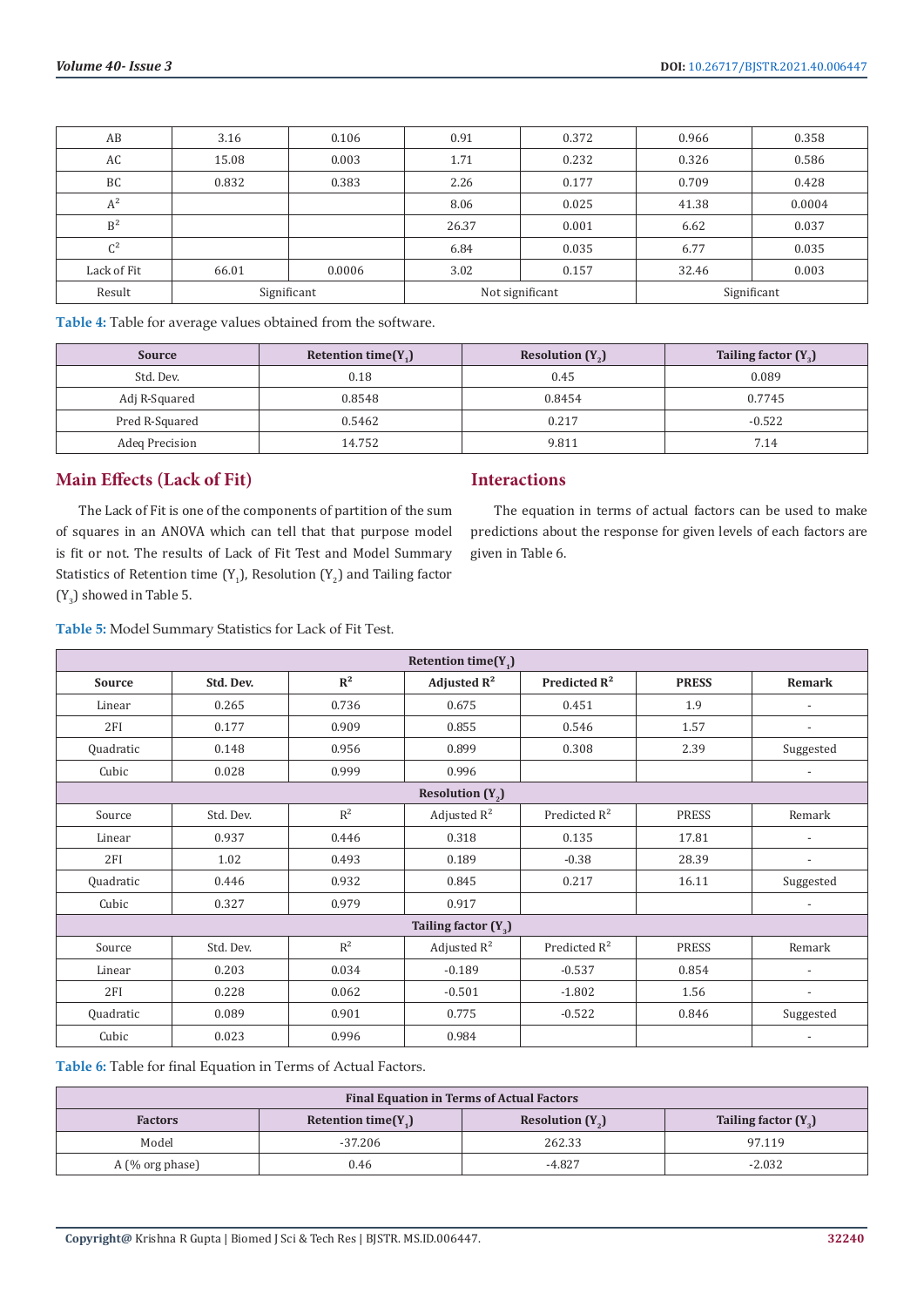| AB | 3.16 | 0.106 | 0.91 | 0.372 | 0.966 | 0.358 |
|---|---|---|---|---|---|---|
| AC | 15.08 | 0.003 | 1.71 | 0.232 | 0.326 | 0.586 |
| BC | 0.832 | 0.383 | 2.26 | 0.177 | 0.709 | 0.428 |
| $A^2$ | | | 8.06 | 0.025 | 41.38 | 0.0004 |
| $B^2$ | | | 26.37 | 0.001 | 6.62 | 0.037 |
| $C^2$ | | | 6.84 | 0.035 | 6.77 | 0.035 |
| Lack of Fit | 66.01 | 0.0006 | 3.02 | 0.157 | 32.46 | 0.003 |
| Result | Significant | | Not significant | | Significant | |

**Table 4:** Table for average values obtained from the software.

| Source | Retention time($Y_1$) | Resolution ($Y_2$) | Tailing factor ($Y_3$) |
|---|---|---|---|
| Std. Dev. | 0.18 | 0.45 | 0.089 |
| Adj R-Squared | 0.8548 | 0.8454 | 0.7745 |
| Pred R-Squared | 0.5462 | 0.217 | -0.522 |
| Adeq Precision | 14.752 | 9.811 | 7.14 |

## Main Effects (Lack of Fit)

The Lack of Fit is one of the components of partition of the sum of squares in an ANOVA which can tell that that purpose model is fit or not. The results of Lack of Fit Test and Model Summary Statistics of Retention time ($Y_1$), Resolution ($Y_2$) and Tailing factor ($Y_3$) showed in Table 5.

## Interactions

The equation in terms of actual factors can be used to make predictions about the response for given levels of each factors are given in Table 6.

**Table 5:** Model Summary Statistics for Lack of Fit Test.

| Retention time($Y_1$) | | | | | | |
|---|---|---|---|---|---|---|
| **Source** | **Std. Dev.** | **$R^2$** | **Adjusted $R^2$** | **Predicted $R^2$** | **PRESS** | **Remark** |
| Linear | 0.265 | 0.736 | 0.675 | 0.451 | 1.9 | - |
| 2FI | 0.177 | 0.909 | 0.855 | 0.546 | 1.57 | - |
| Quadratic | 0.148 | 0.956 | 0.899 | 0.308 | 2.39 | Suggested |
| Cubic | 0.028 | 0.999 | 0.996 | | | - |
| **Resolution ($Y_2$)** | | | | | | |
| Source | Std. Dev. | $R^2$ | Adjusted $R^2$ | Predicted $R^2$ | PRESS | Remark |
| Linear | 0.937 | 0.446 | 0.318 | 0.135 | 17.81 | - |
| 2FI | 1.02 | 0.493 | 0.189 | -0.38 | 28.39 | - |
| Quadratic | 0.446 | 0.932 | 0.845 | 0.217 | 16.11 | Suggested |
| Cubic | 0.327 | 0.979 | 0.917 | | | - |
| **Tailing factor ($Y_3$)** | | | | | | |
| Source | Std. Dev. | $R^2$ | Adjusted $R^2$ | Predicted $R^2$ | PRESS | Remark |
| Linear | 0.203 | 0.034 | -0.189 | -0.537 | 0.854 | - |
| 2FI | 0.228 | 0.062 | -0.501 | -1.802 | 1.56 | - |
| Quadratic | 0.089 | 0.901 | 0.775 | -0.522 | 0.846 | Suggested |
| Cubic | 0.023 | 0.996 | 0.984 | | | - |

**Table 6:** Table for final Equation in Terms of Actual Factors.

| Final Equation in Terms of Actual Factors | | | |
|---|---|---|---|
| **Factors** | **Retention time($Y_1$)** | **Resolution ($Y_2$)** | **Tailing factor ($Y_3$)** |
| Model | -37.206 | 262.33 | 97.119 |
| A (% org phase) | 0.46 | -4.827 | -2.032 |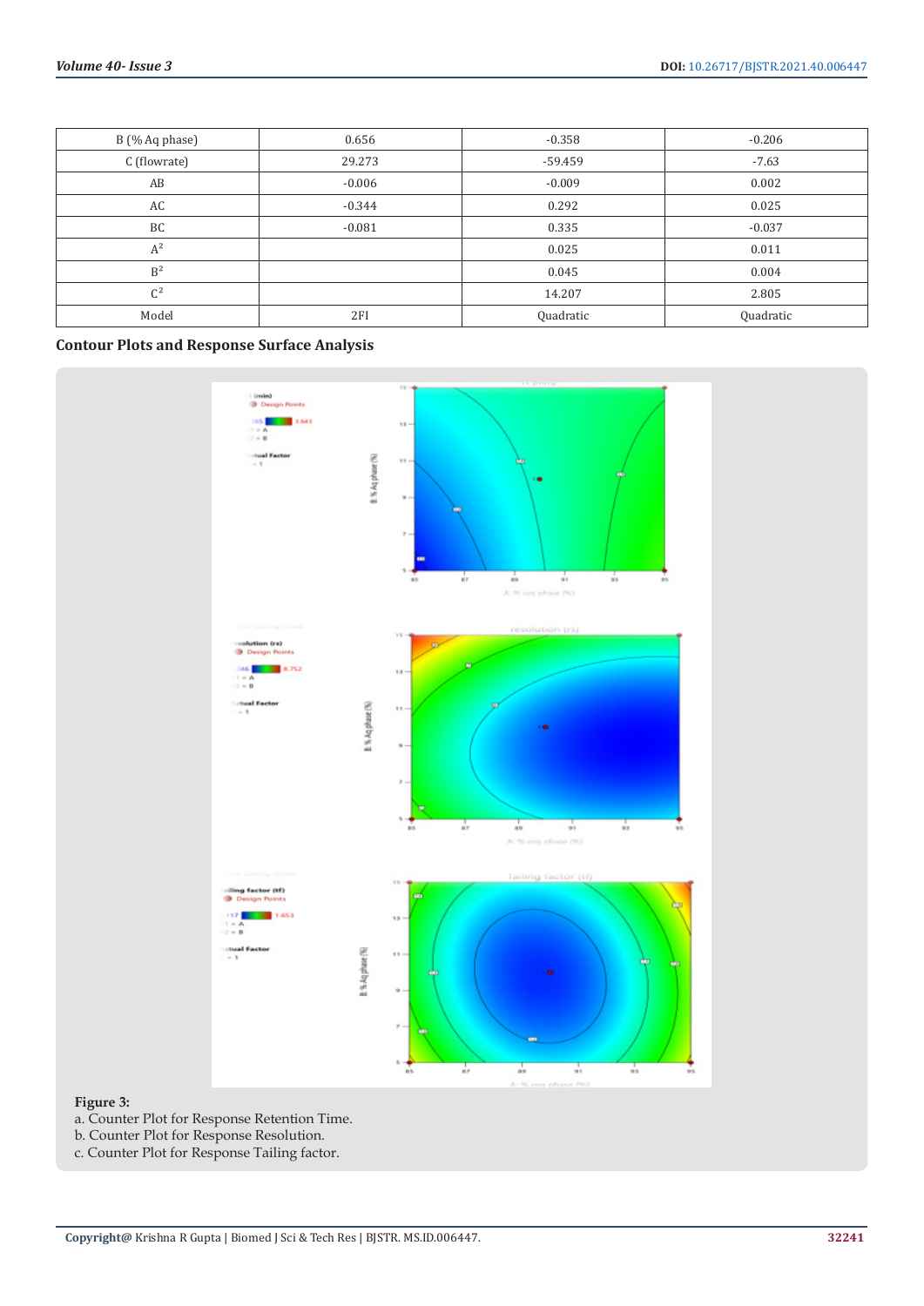| B (% Aq phase) | 0.656 | -0.358 | -0.206 |
|---|---|---|---|
| C (flowrate) | 29.273 | -59.459 | -7.63 |
| AB | -0.006 | -0.009 | 0.002 |
| AC | -0.344 | 0.292 | 0.025 |
| BC | -0.081 | 0.335 | -0.037 |
| $A^2$ | | 0.025 | 0.011 |
| $B^2$ | | 0.045 | 0.004 |
| $C^2$ | | 14.207 | 2.805 |
| Model | 2FI | Quadratic | Quadratic |

### Contour Plots and Response Surface Analysis

**Figure 3:**
a. Counter Plot for Response Retention Time.
b. Counter Plot for Response Resolution.
c. Counter Plot for Response Tailing factor.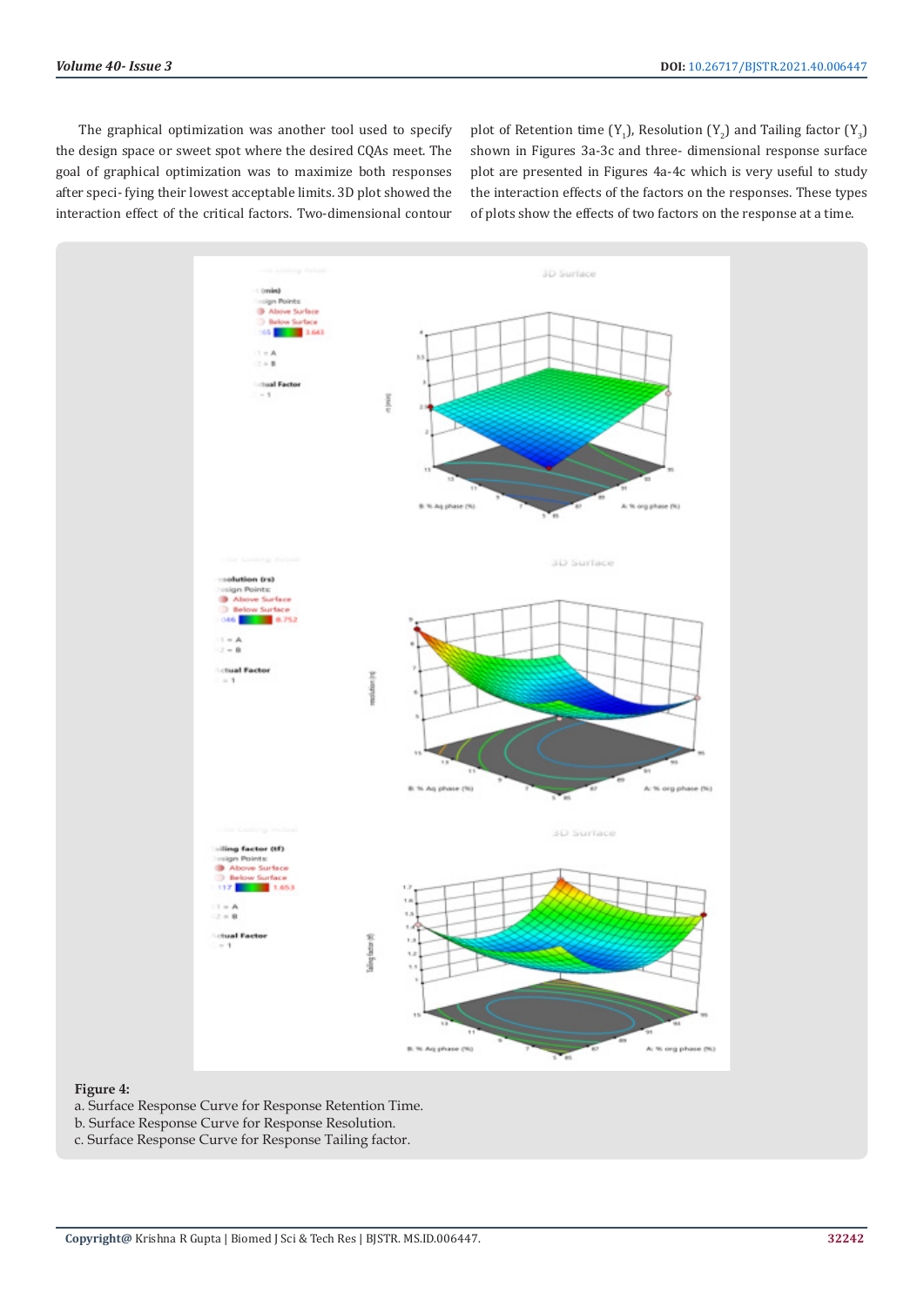The graphical optimization was another tool used to specify the design space or sweet spot where the desired CQAs meet. The goal of graphical optimization was to maximize both responses after speci- fying their lowest acceptable limits. 3D plot showed the interaction effect of the critical factors. Two-dimensional contour plot of Retention time ($Y_1$), Resolution ($Y_2$) and Tailing factor ($Y_3$) shown in Figures 3a-3c and three- dimensional response surface plot are presented in Figures 4a-4c which is very useful to study the interaction effects of the factors on the responses. These types of plots show the effects of two factors on the response at a time.

**Figure 4:**
a. Surface Response Curve for Response Retention Time.
b. Surface Response Curve for Response Resolution.
c. Surface Response Curve for Response Tailing factor.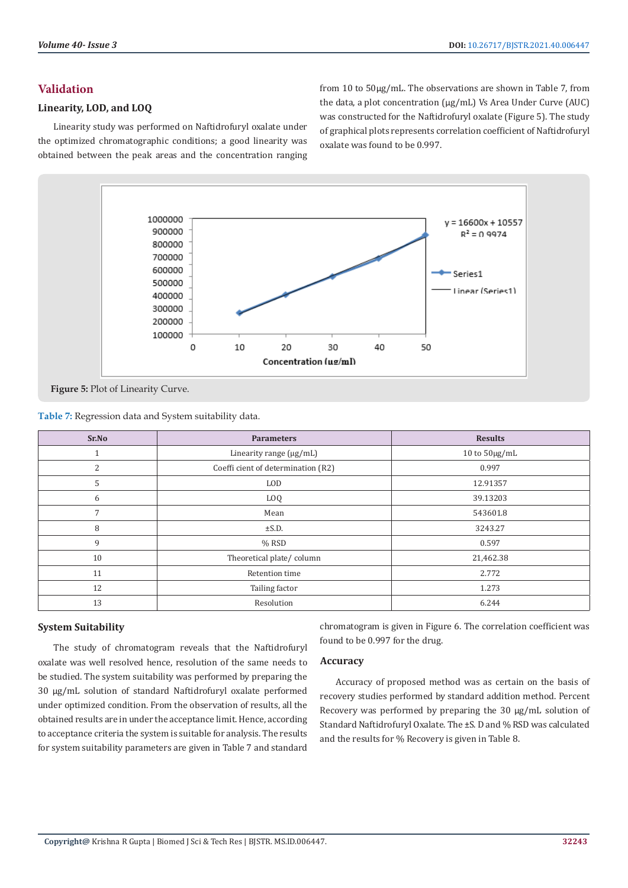## Validation

### Linearity, LOD, and LOQ

Linearity study was performed on Naftidrofuryl oxalate under the optimized chromatographic conditions; a good linearity was obtained between the peak areas and the concentration ranging from 10 to 50µg/mL. The observations are shown in Table 7, from the data, a plot concentration (µg/mL) Vs Area Under Curve (AUC) was constructed for the Naftidrofuryl oxalate (Figure 5). The study of graphical plots represents correlation coefficient of Naftidrofuryl oxalate was found to be 0.997.

**Figure 5:** Plot of Linearity Curve.

**Table 7:** Regression data and System suitability data.

| Sr.No | Parameters | Results |
|---|---|---|
| 1 | Linearity range (µg/mL) | 10 to 50µg/mL |
| 2 | Coeffi cient of determination (R2) | 0.997 |
| 5 | LOD | 12.91357 |
| 6 | LOQ | 39.13203 |
| 7 | Mean | 543601.8 |
| 8 | ±S.D. | 3243.27 |
| 9 | % RSD | 0.597 |
| 10 | Theoretical plate/ column | 21,462.38 |
| 11 | Retention time | 2.772 |
| 12 | Tailing factor | 1.273 |
| 13 | Resolution | 6.244 |

### System Suitability

The study of chromatogram reveals that the Naftidrofuryl oxalate was well resolved hence, resolution of the same needs to be studied. The system suitability was performed by preparing the 30 µg/mL solution of standard Naftidrofuryl oxalate performed under optimized condition. From the observation of results, all the obtained results are in under the acceptance limit. Hence, according to acceptance criteria the system is suitable for analysis. The results for system suitability parameters are given in Table 7 and standard chromatogram is given in Figure 6. The correlation coefficient was found to be 0.997 for the drug.

### Accuracy

Accuracy of proposed method was as certain on the basis of recovery studies performed by standard addition method. Percent Recovery was performed by preparing the 30 µg/mL solution of Standard Naftidrofuryl Oxalate. The ±S. D and % RSD was calculated and the results for % Recovery is given in Table 8.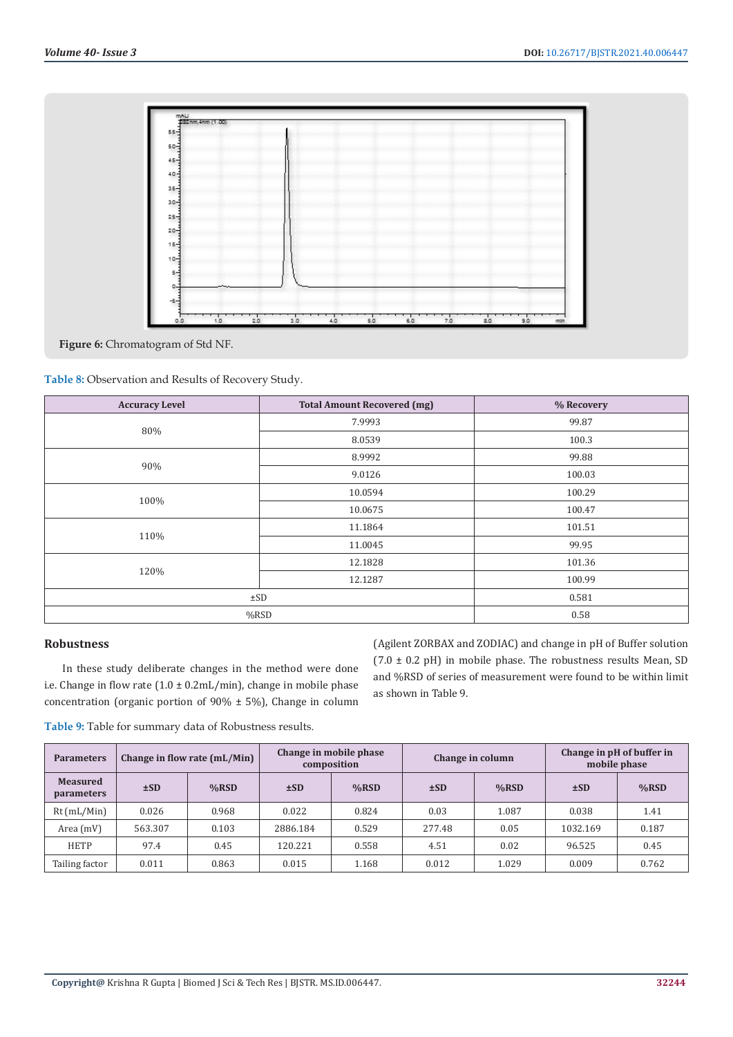Figure 6: Chromatogram of Std NF.

Table 8: Observation and Results of Recovery Study.

| Accuracy Level | Total Amount Recovered (mg) | % Recovery |
|---|---|---|
| 80% | 7.9993 | 99.87 |
| | 8.0539 | 100.3 |
| 90% | 8.9992 | 99.88 |
| | 9.0126 | 100.03 |
| 100% | 10.0594 | 100.29 |
| | 10.0675 | 100.47 |
| 110% | 11.1864 | 101.51 |
| | 11.0045 | 99.95 |
| 120% | 12.1828 | 101.36 |
| | 12.1287 | 100.99 |
| ±SD | | 0.581 |
| %RSD | | 0.58 |

## Robustness

In these study deliberate changes in the method were done i.e. Change in flow rate (1.0 ± 0.2mL/min), change in mobile phase concentration (organic portion of 90% ± 5%), Change in column (Agilent ZORBAX and ZODIAC) and change in pH of Buffer solution (7.0 ± 0.2 pH) in mobile phase. The robustness results Mean, SD and %RSD of series of measurement were found to be within limit as shown in Table 9.

Table 9: Table for summary data of Robustness results.

| Parameters | Change in flow rate (mL/Min) | | Change in mobile phase composition | | Change in column | | Change in pH of buffer in mobile phase | |
|---|---|---|---|---|---|---|---|---|
| Measured parameters | ±SD | %RSD | ±SD | %RSD | ±SD | %RSD | ±SD | %RSD |
| Rt (mL/Min) | 0.026 | 0.968 | 0.022 | 0.824 | 0.03 | 1.087 | 0.038 | 1.41 |
| Area (mV) | 563.307 | 0.103 | 2886.184 | 0.529 | 277.48 | 0.05 | 1032.169 | 0.187 |
| HETP | 97.4 | 0.45 | 120.221 | 0.558 | 4.51 | 0.02 | 96.525 | 0.45 |
| Tailing factor | 0.011 | 0.863 | 0.015 | 1.168 | 0.012 | 1.029 | 0.009 | 0.762 |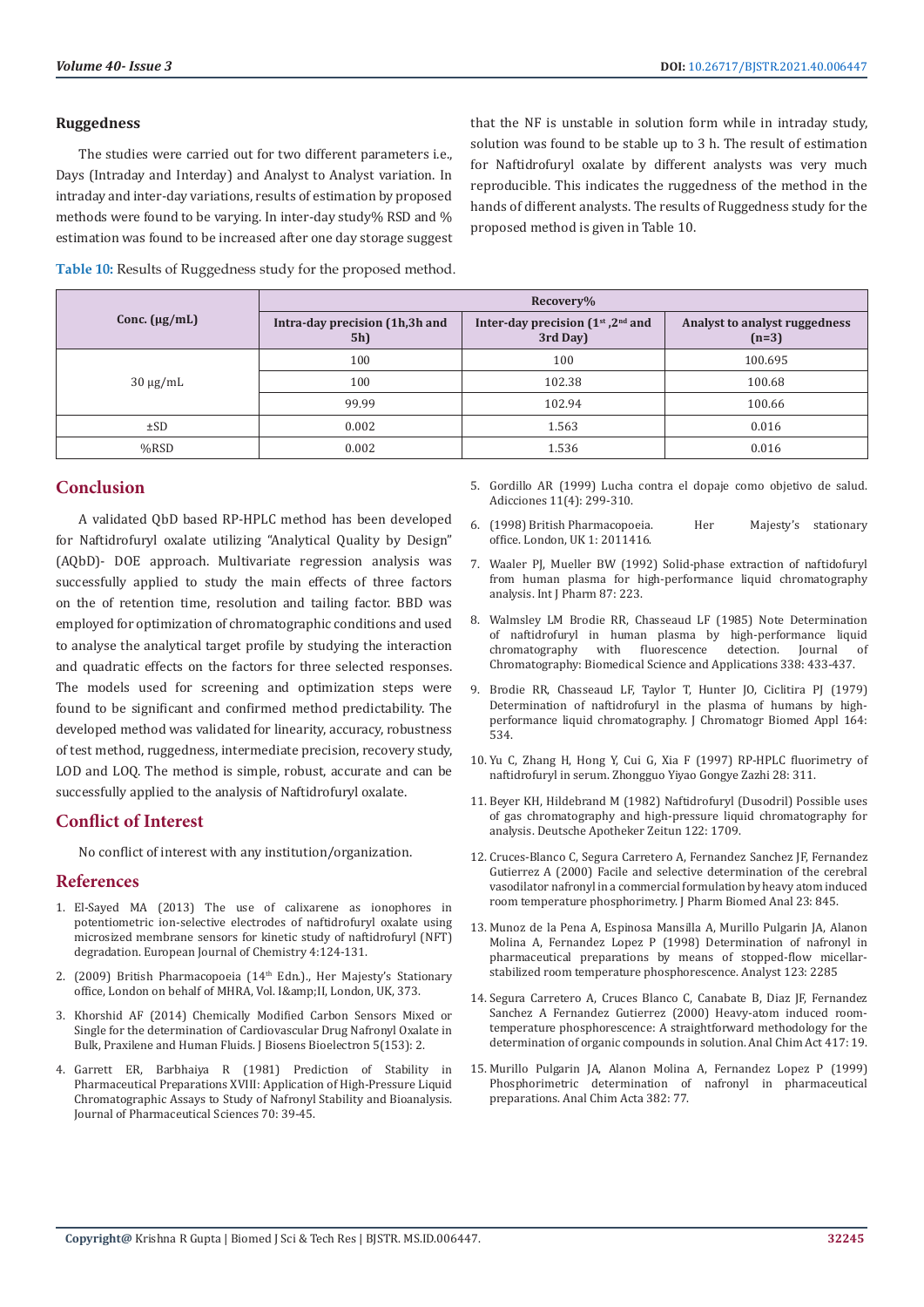### Ruggedness

The studies were carried out for two different parameters i.e., Days (Intraday and Interday) and Analyst to Analyst variation. In intraday and inter-day variations, results of estimation by proposed methods were found to be varying. In inter-day study% RSD and % estimation was found to be increased after one day storage suggest that the NF is unstable in solution form while in intraday study, solution was found to be stable up to 3 h. The result of estimation for Naftidrofuryl oxalate by different analysts was very much reproducible. This indicates the ruggedness of the method in the hands of different analysts. The results of Ruggedness study for the proposed method is given in Table 10.

**Table 10:** Results of Ruggedness study for the proposed method.

| Conc. (µg/mL) | Recovery% | | |
|---|---|---|---|
| | Intra-day precision (1h,3h and 5h) | Inter-day precision (1st ,2nd and 3rd Day) | Analyst to analyst ruggedness (n=3) |
| 30 µg/mL | 100 | 100 | 100.695 |
| | 100 | 102.38 | 100.68 |
| | 99.99 | 102.94 | 100.66 |
| ±SD | 0.002 | 1.563 | 0.016 |
| %RSD | 0.002 | 1.536 | 0.016 |

## Conclusion

A validated QbD based RP-HPLC method has been developed for Naftidrofuryl oxalate utilizing "Analytical Quality by Design" (AQbD)- DOE approach. Multivariate regression analysis was successfully applied to study the main effects of three factors on the of retention time, resolution and tailing factor. BBD was employed for optimization of chromatographic conditions and used to analyse the analytical target profile by studying the interaction and quadratic effects on the factors for three selected responses. The models used for screening and optimization steps were found to be significant and confirmed method predictability. The developed method was validated for linearity, accuracy, robustness of test method, ruggedness, intermediate precision, recovery study, LOD and LOQ. The method is simple, robust, accurate and can be successfully applied to the analysis of Naftidrofuryl oxalate.

## Conflict of Interest

No conflict of interest with any institution/organization.

## References

1. El-Sayed MA (2013) The use of calixarene as ionophores in potentiometric ion-selective electrodes of naftidrofuryl oxalate using microsized membrane sensors for kinetic study of naftidrofuryl (NFT) degradation. European Journal of Chemistry 4:124-131.
2. (2009) British Pharmacopoeia (14th Edn.)., Her Majesty's Stationary office, London on behalf of MHRA, Vol. I&amp;II, London, UK, 373.
3. Khorshid AF (2014) Chemically Modified Carbon Sensors Mixed or Single for the determination of Cardiovascular Drug Nafronyl Oxalate in Bulk, Praxilene and Human Fluids. J Biosens Bioelectron 5(153): 2.
4. Garrett ER, Barbhaiya R (1981) Prediction of Stability in Pharmaceutical Preparations XVIII: Application of High-Pressure Liquid Chromatographic Assays to Study of Nafronyl Stability and Bioanalysis. Journal of Pharmaceutical Sciences 70: 39-45.
5. Gordillo AR (1999) Lucha contra el dopaje como objetivo de salud. Adicciones 11(4): 299-310.
6. (1998) British Pharmacopoeia. Her Majesty's stationary office. London, UK 1: 2011416.
7. Waaler PJ, Mueller BW (1992) Solid-phase extraction of naftidofuryl from human plasma for high-performance liquid chromatography analysis. Int J Pharm 87: 223.
8. Walmsley LM Brodie RR, Chasseaud LF (1985) Note Determination of naftidrofuryl in human plasma by high-performance liquid chromatography with fluorescence detection. Journal of Chromatography: Biomedical Science and Applications 338: 433-437.
9. Brodie RR, Chasseaud LF, Taylor T, Hunter JO, Ciclitira PJ (1979) Determination of naftidrofuryl in the plasma of humans by high-performance liquid chromatography. J Chromatogr Biomed Appl 164: 534.
10. Yu C, Zhang H, Hong Y, Cui G, Xia F (1997) RP-HPLC fluorimetry of naftidrofuryl in serum. Zhongguo Yiyao Gongye Zazhi 28: 311.
11. Beyer KH, Hildebrand M (1982) Naftidrofuryl (Dusodril) Possible uses of gas chromatography and high-pressure liquid chromatography for analysis. Deutsche Apotheker Zeitun 122: 1709.
12. Cruces-Blanco C, Segura Carretero A, Fernandez Sanchez JF, Fernandez Gutierrez A (2000) Facile and selective determination of the cerebral vasodilator nafronyl in a commercial formulation by heavy atom induced room temperature phosphorimetry. J Pharm Biomed Anal 23: 845.
13. Munoz de la Pena A, Espinosa Mansilla A, Murillo Pulgarin JA, Alanon Molina A, Fernandez Lopez P (1998) Determination of nafronyl in pharmaceutical preparations by means of stopped-flow micellar-stabilized room temperature phosphorescence. Analyst 123: 2285
14. Segura Carretero A, Cruces Blanco C, Canabate B, Diaz JF, Fernandez Sanchez A Fernandez Gutierrez (2000) Heavy-atom induced room-temperature phosphorescence: A straightforward methodology for the determination of organic compounds in solution. Anal Chim Act 417: 19.
15. Murillo Pulgarin JA, Alanon Molina A, Fernandez Lopez P (1999) Phosphorimetric determination of nafronyl in pharmaceutical preparations. Anal Chim Acta 382: 77.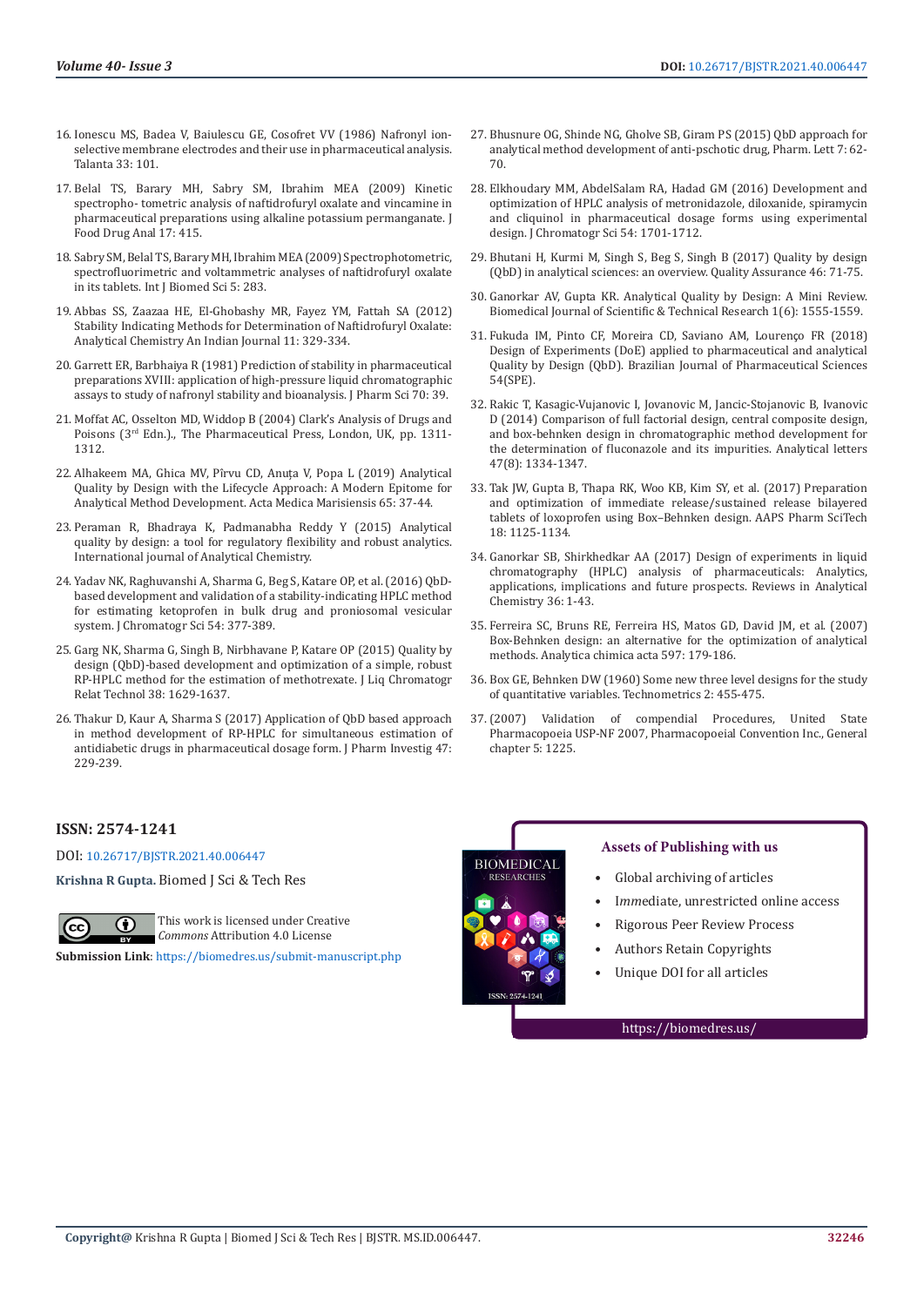16. Ionescu MS, Badea V, Baiulescu GE, Cosofret VV (1986) Nafronyl ion-selective membrane electrodes and their use in pharmaceutical analysis. Talanta 33: 101.
17. Belal TS, Barary MH, Sabry SM, Ibrahim MEA (2009) Kinetic spectropho- tometric analysis of naftidrofuryl oxalate and vincamine in pharmaceutical preparations using alkaline potassium permanganate. J Food Drug Anal 17: 415.
18. Sabry SM, Belal TS, Barary MH, Ibrahim MEA (2009) Spectrophotometric, spectrofluorimetric and voltammetric analyses of naftidrofuryl oxalate in its tablets. Int J Biomed Sci 5: 283.
19. Abbas SS, Zaazaa HE, El-Ghobashy MR, Fayez YM, Fattah SA (2012) Stability Indicating Methods for Determination of Naftidrofuryl Oxalate: Analytical Chemistry An Indian Journal 11: 329-334.
20. Garrett ER, Barbhaiya R (1981) Prediction of stability in pharmaceutical preparations XVIII: application of high-pressure liquid chromatographic assays to study of nafronyl stability and bioanalysis. J Pharm Sci 70: 39.
21. Moffat AC, Osselton MD, Widdop B (2004) Clark's Analysis of Drugs and Poisons (3rd Edn.)., The Pharmaceutical Press, London, UK, pp. 1311-1312.
22. Alhakeem MA, Ghica MV, Pîrvu CD, Anuța V, Popa L (2019) Analytical Quality by Design with the Lifecycle Approach: A Modern Epitome for Analytical Method Development. Acta Medica Marisiensis 65: 37-44.
23. Peraman R, Bhadraya K, Padmanabha Reddy Y (2015) Analytical quality by design: a tool for regulatory flexibility and robust analytics. International journal of Analytical Chemistry.
24. Yadav NK, Raghuvanshi A, Sharma G, Beg S, Katare OP, et al. (2016) QbD-based development and validation of a stability-indicating HPLC method for estimating ketoprofen in bulk drug and proniosomal vesicular system. J Chromatogr Sci 54: 377-389.
25. Garg NK, Sharma G, Singh B, Nirbhavane P, Katare OP (2015) Quality by design (QbD)-based development and optimization of a simple, robust RP-HPLC method for the estimation of methotrexate. J Liq Chromatogr Relat Technol 38: 1629-1637.
26. Thakur D, Kaur A, Sharma S (2017) Application of QbD based approach in method development of RP-HPLC for simultaneous estimation of antidiabetic drugs in pharmaceutical dosage form. J Pharm Investig 47: 229-239.
27. Bhusnure OG, Shinde NG, Gholve SB, Giram PS (2015) QbD approach for analytical method development of anti-pschotic drug, Pharm. Lett 7: 62-70.
28. Elkhoudary MM, AbdelSalam RA, Hadad GM (2016) Development and optimization of HPLC analysis of metronidazole, diloxanide, spiramycin and cliquinol in pharmaceutical dosage forms using experimental design. J Chromatogr Sci 54: 1701-1712.
29. Bhutani H, Kurmi M, Singh S, Beg S, Singh B (2017) Quality by design (QbD) in analytical sciences: an overview. Quality Assurance 46: 71-75.
30. Ganorkar AV, Gupta KR. Analytical Quality by Design: A Mini Review. Biomedical Journal of Scientific & Technical Research 1(6): 1555-1559.
31. Fukuda IM, Pinto CF, Moreira CD, Saviano AM, Lourenço FR (2018) Design of Experiments (DoE) applied to pharmaceutical and analytical Quality by Design (QbD). Brazilian Journal of Pharmaceutical Sciences 54(SPE).
32. Rakic T, Kasagic-Vujanovic I, Jovanovic M, Jancic-Stojanovic B, Ivanovic D (2014) Comparison of full factorial design, central composite design, and box-behnken design in chromatographic method development for the determination of fluconazole and its impurities. Analytical letters 47(8): 1334-1347.
33. Tak JW, Gupta B, Thapa RK, Woo KB, Kim SY, et al. (2017) Preparation and optimization of immediate release/sustained release bilayered tablets of loxoprofen using Box–Behnken design. AAPS Pharm SciTech 18: 1125-1134.
34. Ganorkar SB, Shirkhedkar AA (2017) Design of experiments in liquid chromatography (HPLC) analysis of pharmaceuticals: Analytics, applications, implications and future prospects. Reviews in Analytical Chemistry 36: 1-43.
35. Ferreira SC, Bruns RE, Ferreira HS, Matos GD, David JM, et al. (2007) Box-Behnken design: an alternative for the optimization of analytical methods. Analytica chimica acta 597: 179-186.
36. Box GE, Behnken DW (1960) Some new three level designs for the study of quantitative variables. Technometrics 2: 455-475.
37. (2007) Validation of compendial Procedures, United State Pharmacopoeia USP-NF 2007, Pharmacopoeial Convention Inc., General chapter 5: 1225.

**ISSN: 2574-1241**

DOI: 10.26717/BJSTR.2021.40.006447

**Krishna R Gupta.** Biomed J Sci & Tech Res

This work is licensed under Creative *Commons* Attribution 4.0 License

**Submission Link**: https://biomedres.us/submit-manuscript.php

**Assets of Publishing with us**

- Global archiving of articles
- Immediate, unrestricted online access
- Rigorous Peer Review Process
- Authors Retain Copyrights
- Unique DOI for all articles

https://biomedres.us/